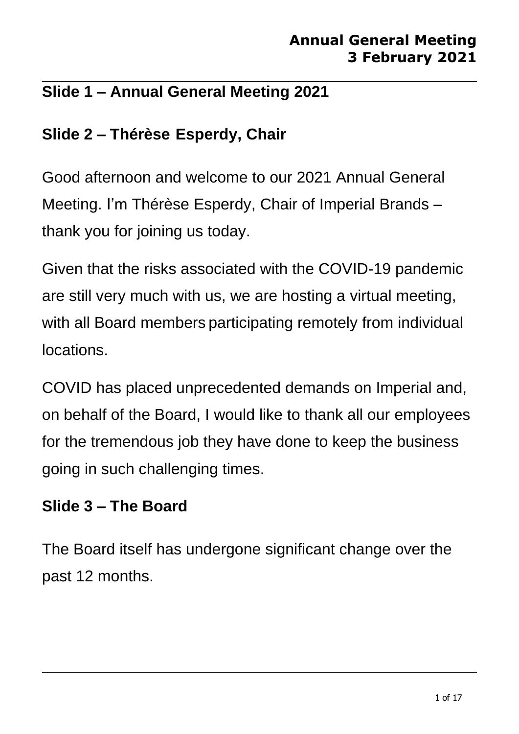# Annual General Meeting
# 3 February 2021

## Slide 1 – Annual General Meeting 2021

## Slide 2 – Thérèse Esperdy, Chair

Good afternoon and welcome to our 2021 Annual General Meeting. I'm Thérèse Esperdy, Chair of Imperial Brands – thank you for joining us today.

Given that the risks associated with the COVID-19 pandemic are still very much with us, we are hosting a virtual meeting, with all Board members participating remotely from individual locations.

COVID has placed unprecedented demands on Imperial and, on behalf of the Board, I would like to thank all our employees for the tremendous job they have done to keep the business going in such challenging times.

## Slide 3 – The Board

The Board itself has undergone significant change over the past 12 months.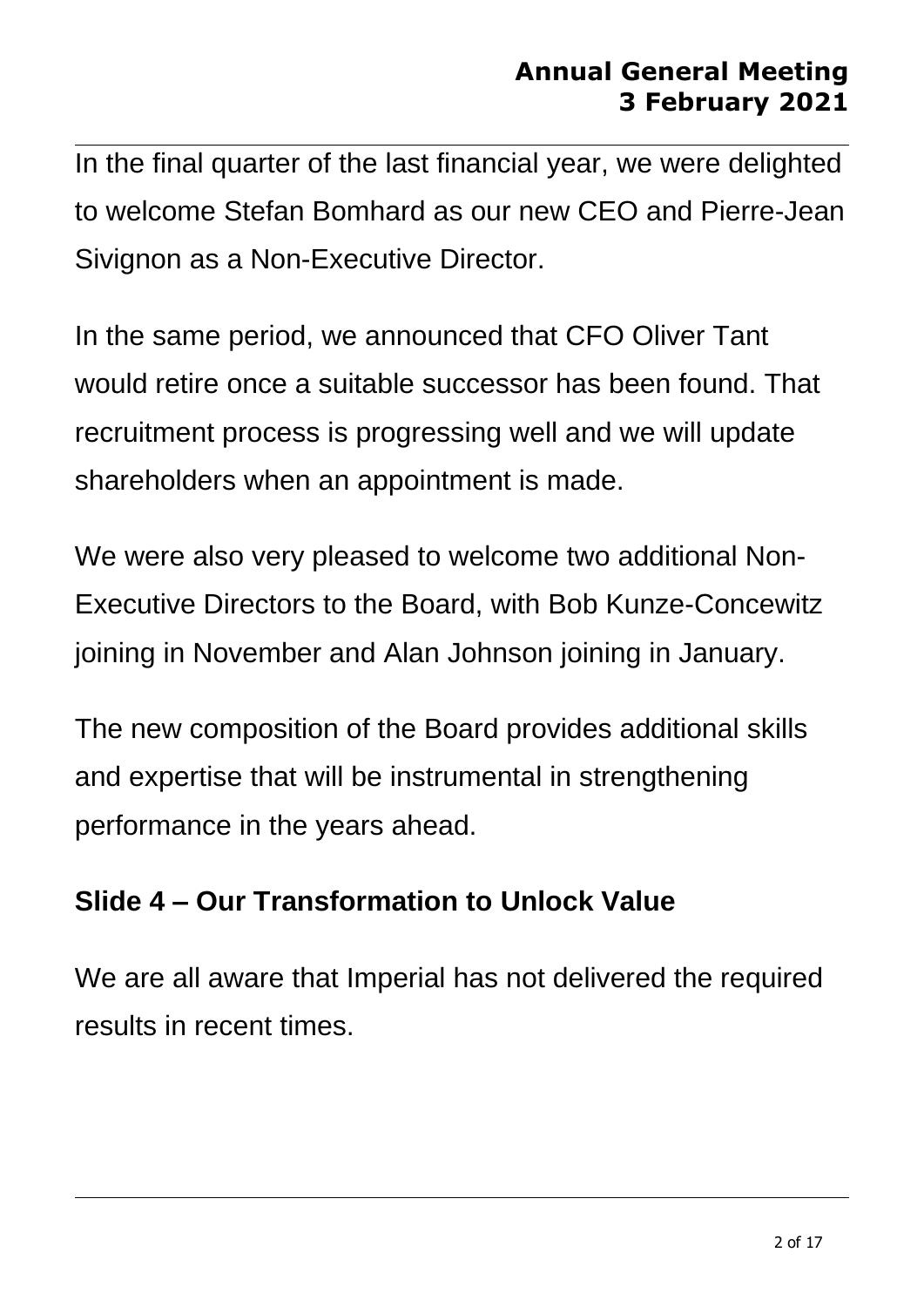In the final quarter of the last financial year, we were delighted to welcome Stefan Bomhard as our new CEO and Pierre-Jean Sivignon as a Non-Executive Director.

In the same period, we announced that CFO Oliver Tant would retire once a suitable successor has been found. That recruitment process is progressing well and we will update shareholders when an appointment is made.

We were also very pleased to welcome two additional Non-Executive Directors to the Board, with Bob Kunze-Concewitz joining in November and Alan Johnson joining in January.

The new composition of the Board provides additional skills and expertise that will be instrumental in strengthening performance in the years ahead.

## Slide 4 – Our Transformation to Unlock Value

We are all aware that Imperial has not delivered the required results in recent times.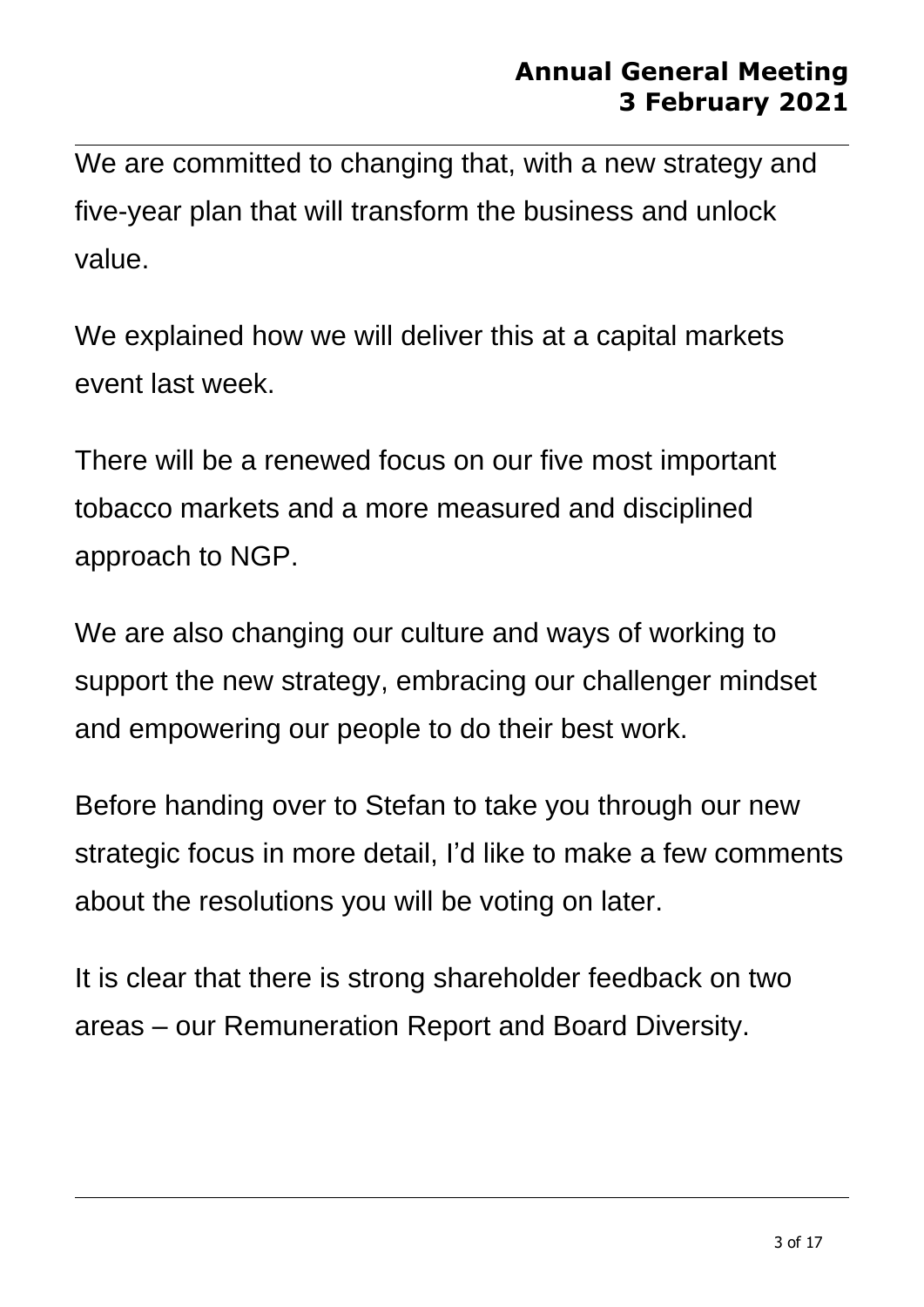We are committed to changing that, with a new strategy and five-year plan that will transform the business and unlock value.

We explained how we will deliver this at a capital markets event last week.

There will be a renewed focus on our five most important tobacco markets and a more measured and disciplined approach to NGP.

We are also changing our culture and ways of working to support the new strategy, embracing our challenger mindset and empowering our people to do their best work.

Before handing over to Stefan to take you through our new strategic focus in more detail, I'd like to make a few comments about the resolutions you will be voting on later.

It is clear that there is strong shareholder feedback on two areas – our Remuneration Report and Board Diversity.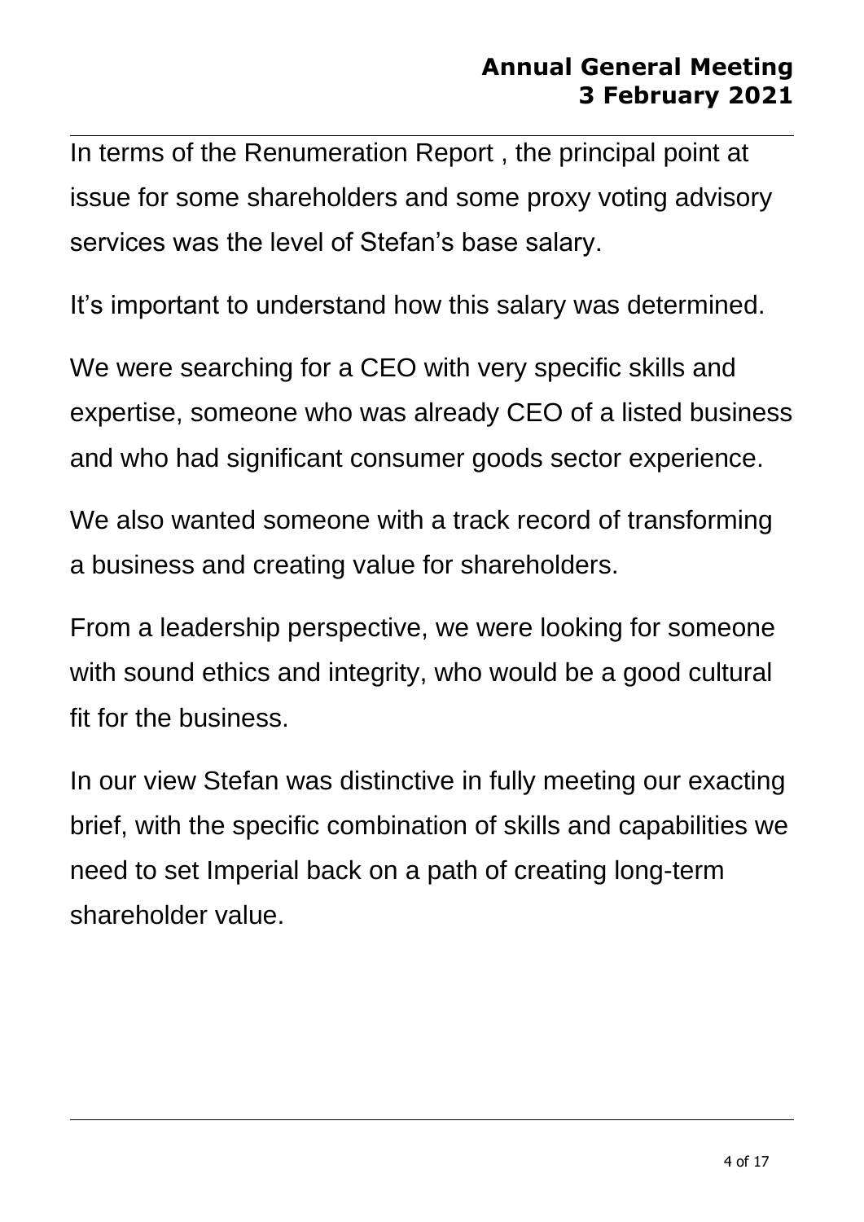In terms of the Renumeration Report , the principal point at issue for some shareholders and some proxy voting advisory services was the level of Stefan's base salary.

It's important to understand how this salary was determined.

We were searching for a CEO with very specific skills and expertise, someone who was already CEO of a listed business and who had significant consumer goods sector experience.

We also wanted someone with a track record of transforming a business and creating value for shareholders.

From a leadership perspective, we were looking for someone with sound ethics and integrity, who would be a good cultural fit for the business.

In our view Stefan was distinctive in fully meeting our exacting brief, with the specific combination of skills and capabilities we need to set Imperial back on a path of creating long-term shareholder value.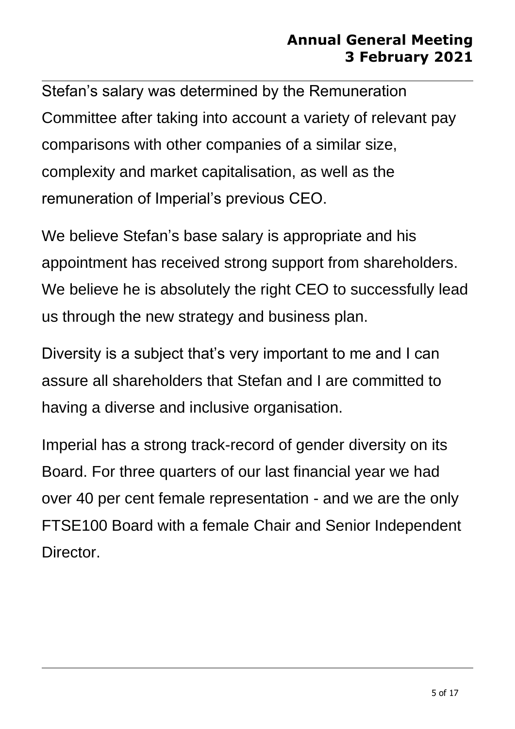Stefan's salary was determined by the Remuneration Committee after taking into account a variety of relevant pay comparisons with other companies of a similar size, complexity and market capitalisation, as well as the remuneration of Imperial's previous CEO.

We believe Stefan's base salary is appropriate and his appointment has received strong support from shareholders. We believe he is absolutely the right CEO to successfully lead us through the new strategy and business plan.

Diversity is a subject that's very important to me and I can assure all shareholders that Stefan and I are committed to having a diverse and inclusive organisation.

Imperial has a strong track-record of gender diversity on its Board. For three quarters of our last financial year we had over 40 per cent female representation - and we are the only FTSE100 Board with a female Chair and Senior Independent Director.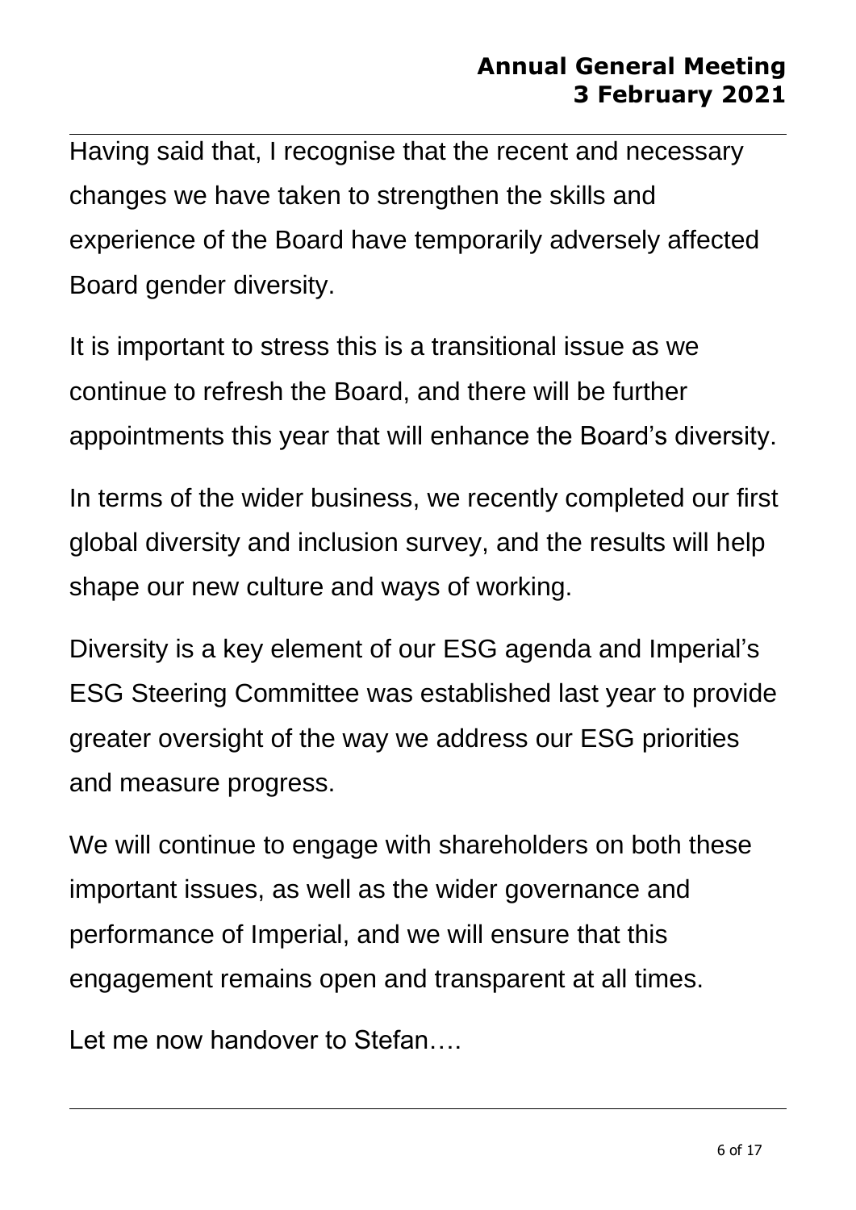Having said that, I recognise that the recent and necessary changes we have taken to strengthen the skills and experience of the Board have temporarily adversely affected Board gender diversity.

It is important to stress this is a transitional issue as we continue to refresh the Board, and there will be further appointments this year that will enhance the Board's diversity.

In terms of the wider business, we recently completed our first global diversity and inclusion survey, and the results will help shape our new culture and ways of working.

Diversity is a key element of our ESG agenda and Imperial's ESG Steering Committee was established last year to provide greater oversight of the way we address our ESG priorities and measure progress.

We will continue to engage with shareholders on both these important issues, as well as the wider governance and performance of Imperial, and we will ensure that this engagement remains open and transparent at all times.

Let me now handover to Stefan….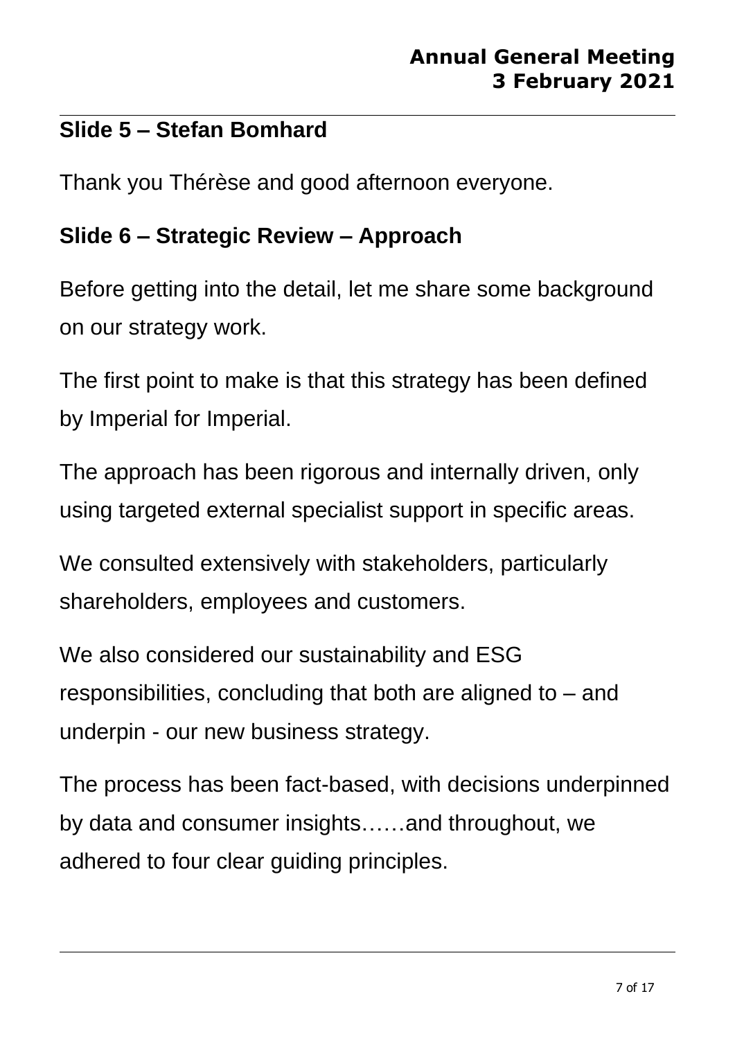## Slide 5 – Stefan Bomhard

Thank you Thérèse and good afternoon everyone.

## Slide 6 – Strategic Review – Approach

Before getting into the detail, let me share some background on our strategy work.

The first point to make is that this strategy has been defined by Imperial for Imperial.

The approach has been rigorous and internally driven, only using targeted external specialist support in specific areas.

We consulted extensively with stakeholders, particularly shareholders, employees and customers.

We also considered our sustainability and ESG responsibilities, concluding that both are aligned to – and underpin - our new business strategy.

The process has been fact-based, with decisions underpinned by data and consumer insights……and throughout, we adhered to four clear guiding principles.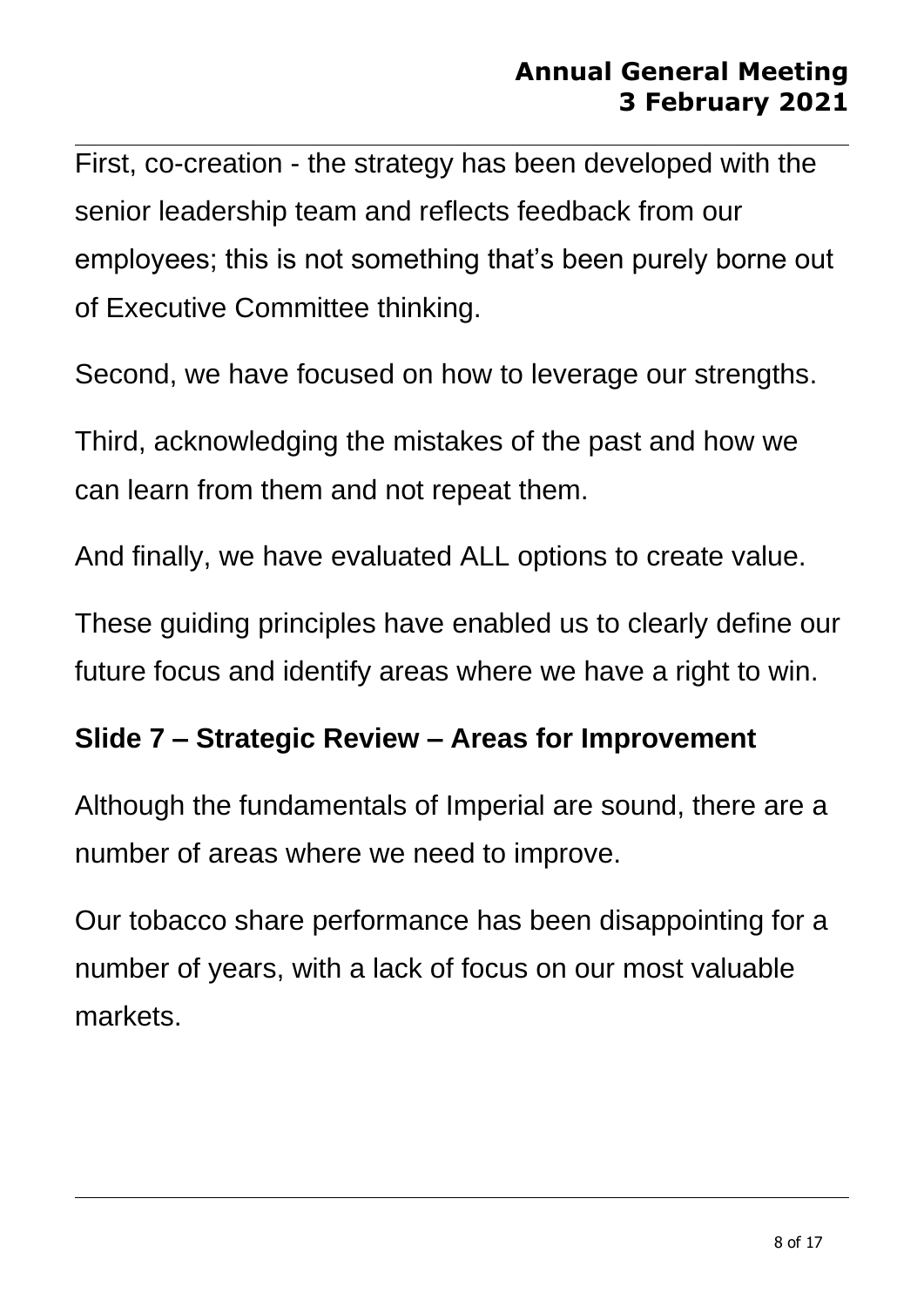First, co-creation - the strategy has been developed with the senior leadership team and reflects feedback from our employees; this is not something that's been purely borne out of Executive Committee thinking.

Second, we have focused on how to leverage our strengths.

Third, acknowledging the mistakes of the past and how we can learn from them and not repeat them.

And finally, we have evaluated ALL options to create value.

These guiding principles have enabled us to clearly define our future focus and identify areas where we have a right to win.

## Slide 7 – Strategic Review – Areas for Improvement

Although the fundamentals of Imperial are sound, there are a number of areas where we need to improve.

Our tobacco share performance has been disappointing for a number of years, with a lack of focus on our most valuable markets.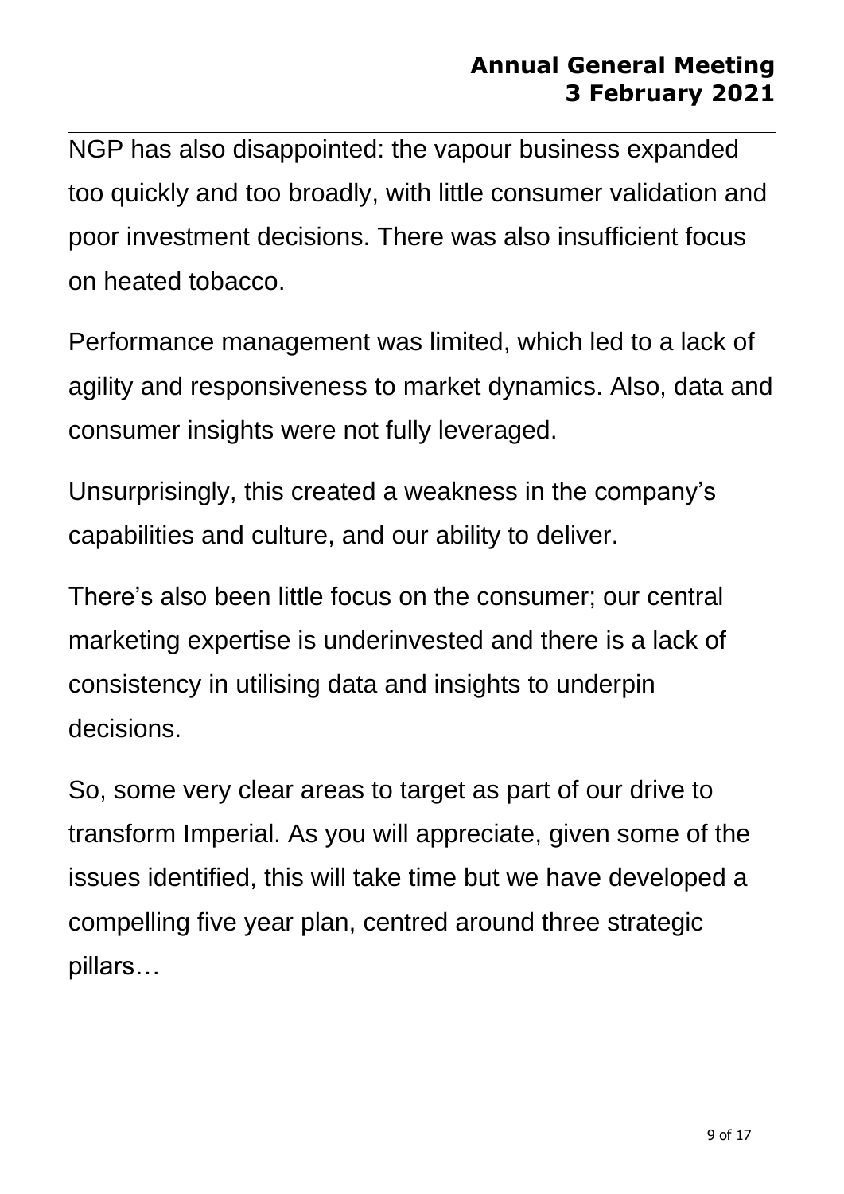NGP has also disappointed: the vapour business expanded too quickly and too broadly, with little consumer validation and poor investment decisions. There was also insufficient focus on heated tobacco.

Performance management was limited, which led to a lack of agility and responsiveness to market dynamics. Also, data and consumer insights were not fully leveraged.

Unsurprisingly, this created a weakness in the company's capabilities and culture, and our ability to deliver.

There's also been little focus on the consumer; our central marketing expertise is underinvested and there is a lack of consistency in utilising data and insights to underpin decisions.

So, some very clear areas to target as part of our drive to transform Imperial. As you will appreciate, given some of the issues identified, this will take time but we have developed a compelling five year plan, centred around three strategic pillars…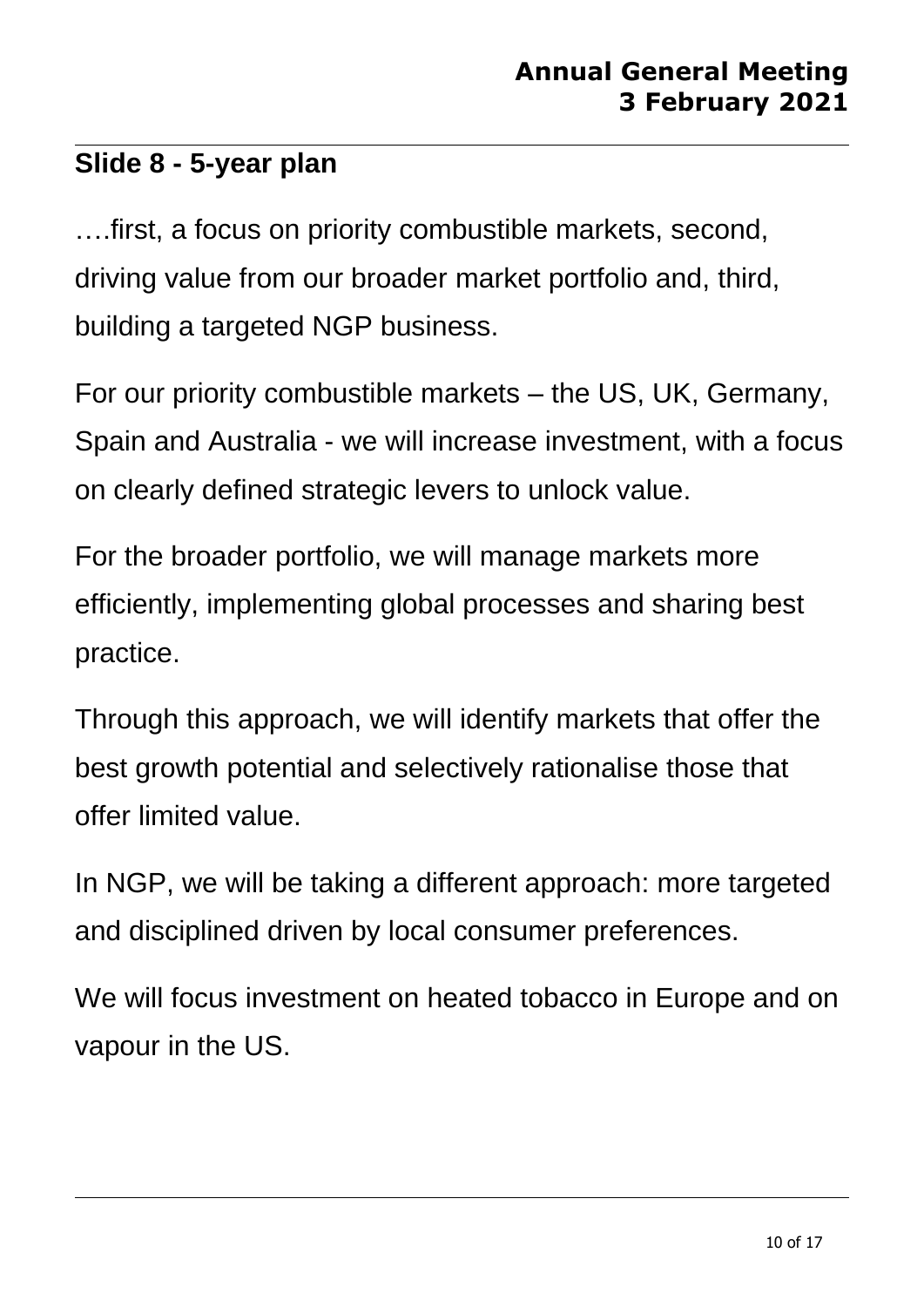## Slide 8 - 5-year plan

….first, a focus on priority combustible markets, second, driving value from our broader market portfolio and, third, building a targeted NGP business.

For our priority combustible markets – the US, UK, Germany, Spain and Australia - we will increase investment, with a focus on clearly defined strategic levers to unlock value.

For the broader portfolio, we will manage markets more efficiently, implementing global processes and sharing best practice.

Through this approach, we will identify markets that offer the best growth potential and selectively rationalise those that offer limited value.

In NGP, we will be taking a different approach: more targeted and disciplined driven by local consumer preferences.

We will focus investment on heated tobacco in Europe and on vapour in the US.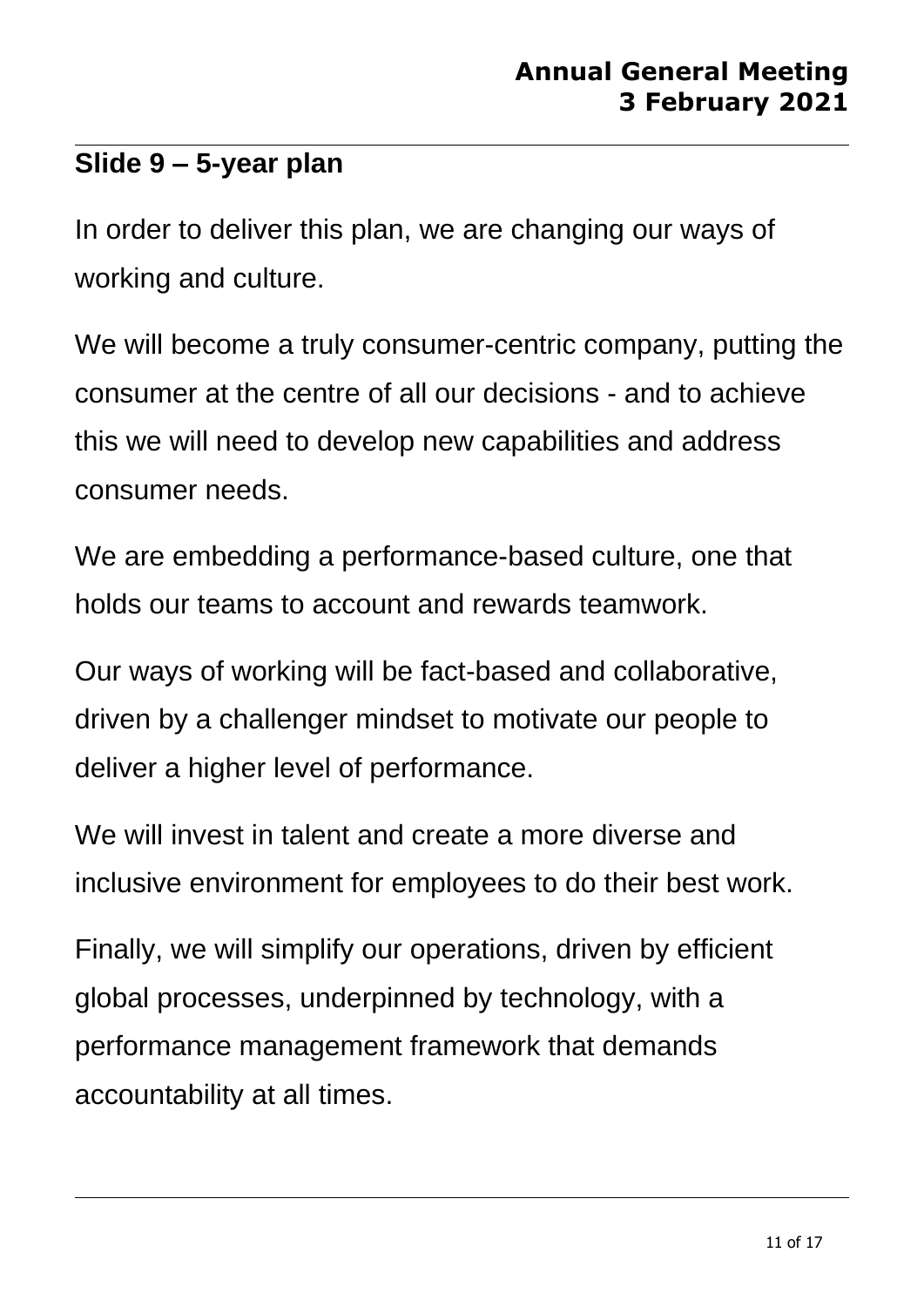## Slide 9 – 5-year plan

In order to deliver this plan, we are changing our ways of working and culture.

We will become a truly consumer-centric company, putting the consumer at the centre of all our decisions - and to achieve this we will need to develop new capabilities and address consumer needs.

We are embedding a performance-based culture, one that holds our teams to account and rewards teamwork.

Our ways of working will be fact-based and collaborative, driven by a challenger mindset to motivate our people to deliver a higher level of performance.

We will invest in talent and create a more diverse and inclusive environment for employees to do their best work.

Finally, we will simplify our operations, driven by efficient global processes, underpinned by technology, with a performance management framework that demands accountability at all times.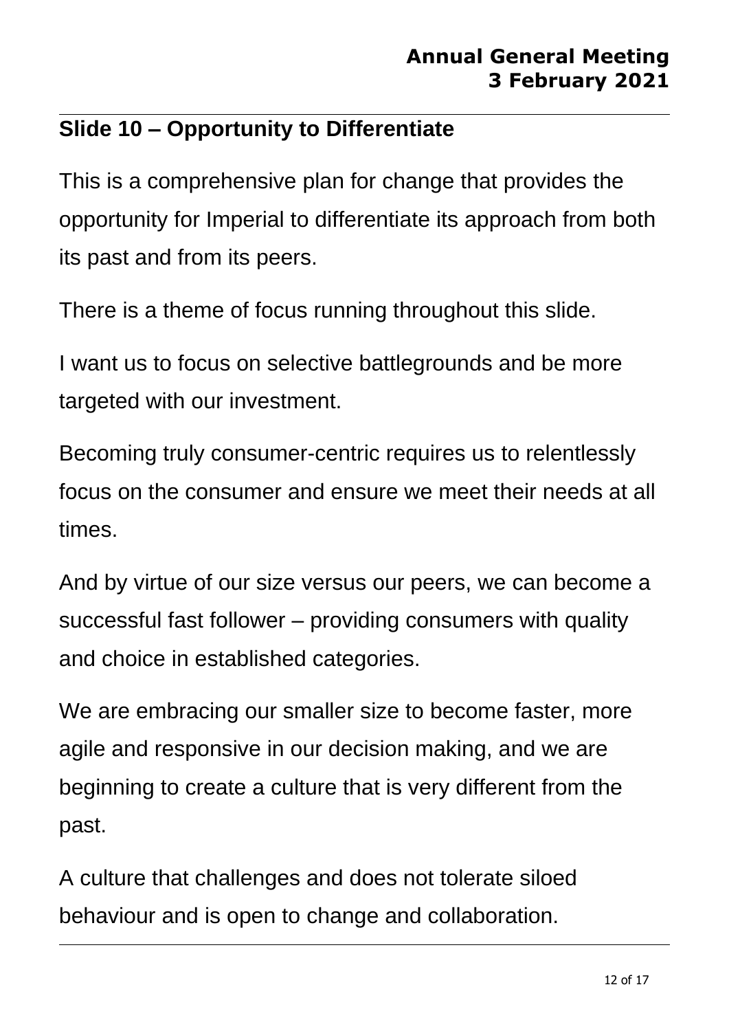## Slide 10 – Opportunity to Differentiate

This is a comprehensive plan for change that provides the opportunity for Imperial to differentiate its approach from both its past and from its peers.

There is a theme of focus running throughout this slide.

I want us to focus on selective battlegrounds and be more targeted with our investment.

Becoming truly consumer-centric requires us to relentlessly focus on the consumer and ensure we meet their needs at all times.

And by virtue of our size versus our peers, we can become a successful fast follower – providing consumers with quality and choice in established categories.

We are embracing our smaller size to become faster, more agile and responsive in our decision making, and we are beginning to create a culture that is very different from the past.

A culture that challenges and does not tolerate siloed behaviour and is open to change and collaboration.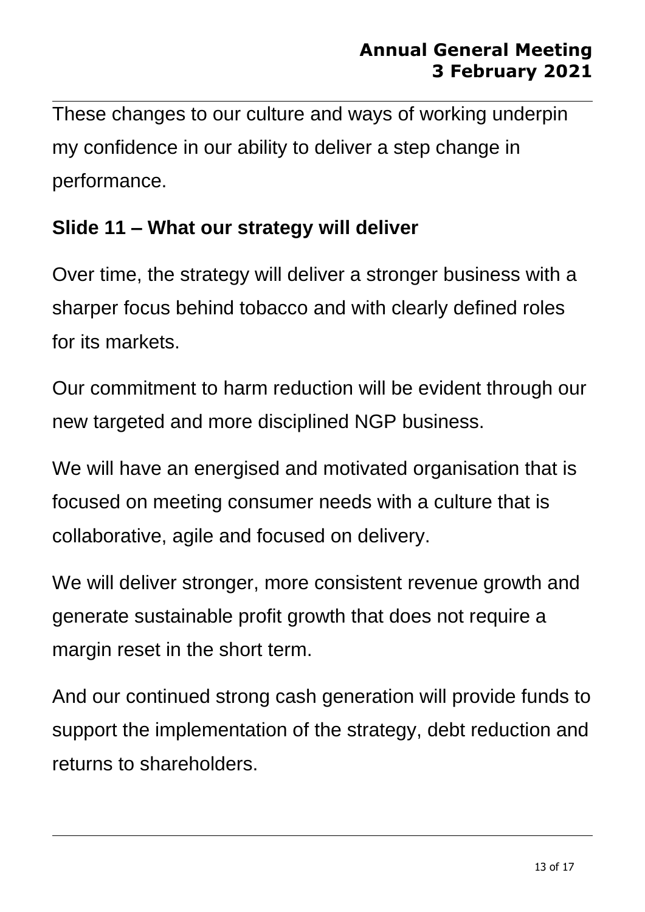These changes to our culture and ways of working underpin my confidence in our ability to deliver a step change in performance.

**Slide 11 – What our strategy will deliver**

Over time, the strategy will deliver a stronger business with a sharper focus behind tobacco and with clearly defined roles for its markets.

Our commitment to harm reduction will be evident through our new targeted and more disciplined NGP business.

We will have an energised and motivated organisation that is focused on meeting consumer needs with a culture that is collaborative, agile and focused on delivery.

We will deliver stronger, more consistent revenue growth and generate sustainable profit growth that does not require a margin reset in the short term.

And our continued strong cash generation will provide funds to support the implementation of the strategy, debt reduction and returns to shareholders.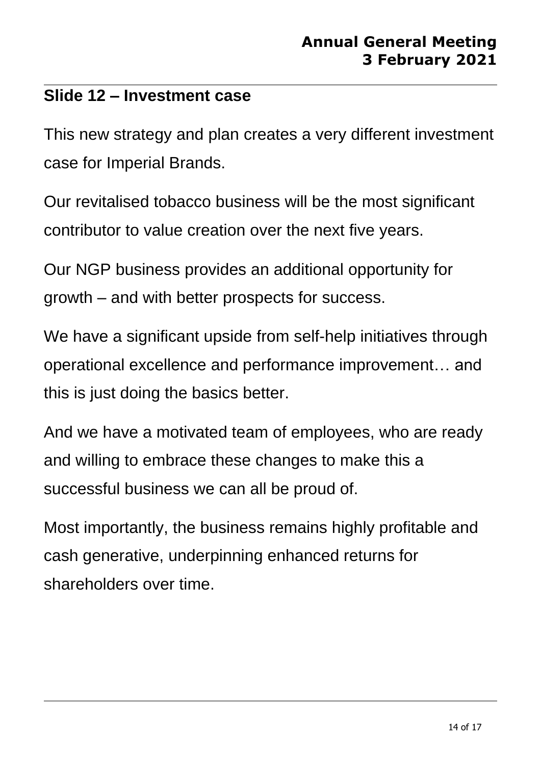## Slide 12 – Investment case

This new strategy and plan creates a very different investment case for Imperial Brands.

Our revitalised tobacco business will be the most significant contributor to value creation over the next five years.

Our NGP business provides an additional opportunity for growth – and with better prospects for success.

We have a significant upside from self-help initiatives through operational excellence and performance improvement… and this is just doing the basics better.

And we have a motivated team of employees, who are ready and willing to embrace these changes to make this a successful business we can all be proud of.

Most importantly, the business remains highly profitable and cash generative, underpinning enhanced returns for shareholders over time.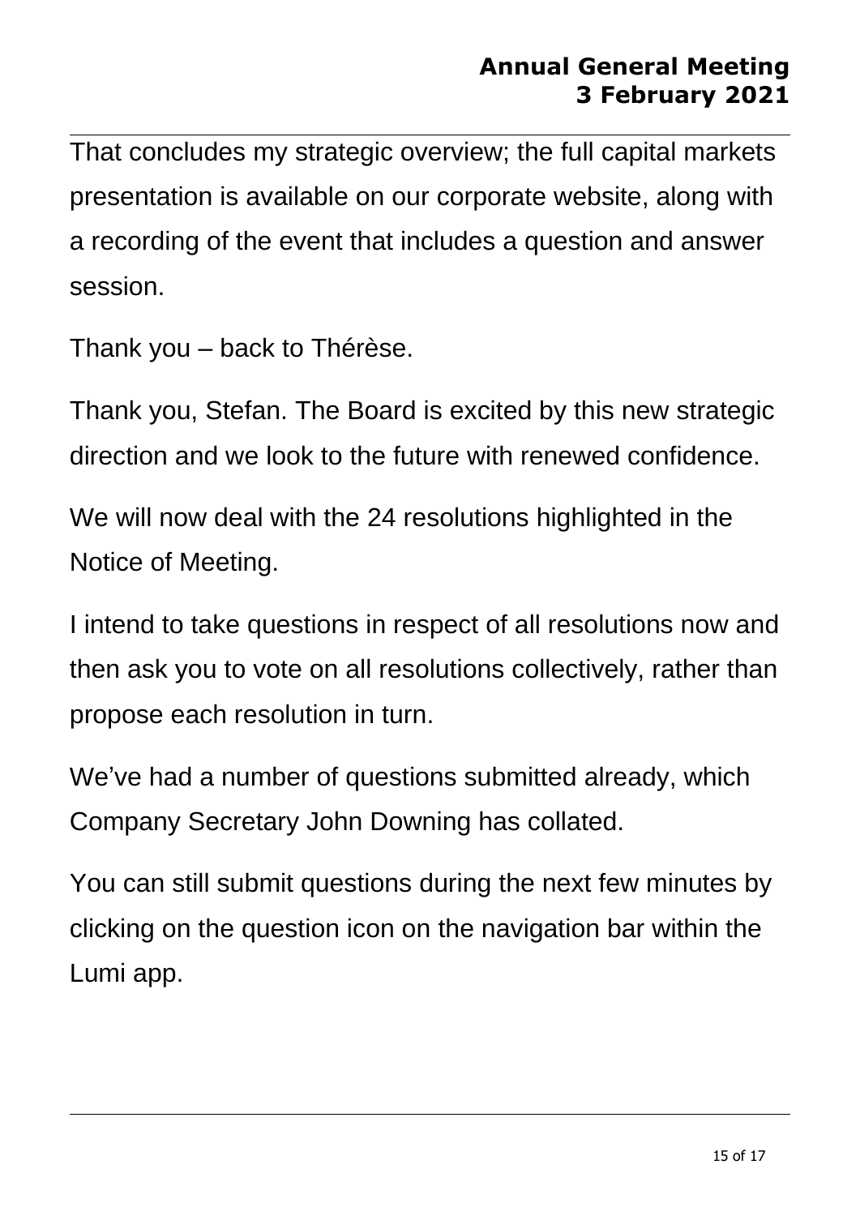That concludes my strategic overview; the full capital markets presentation is available on our corporate website, along with a recording of the event that includes a question and answer session.

Thank you – back to Thérèse.

Thank you, Stefan. The Board is excited by this new strategic direction and we look to the future with renewed confidence.

We will now deal with the 24 resolutions highlighted in the Notice of Meeting.

I intend to take questions in respect of all resolutions now and then ask you to vote on all resolutions collectively, rather than propose each resolution in turn.

We've had a number of questions submitted already, which Company Secretary John Downing has collated.

You can still submit questions during the next few minutes by clicking on the question icon on the navigation bar within the Lumi app.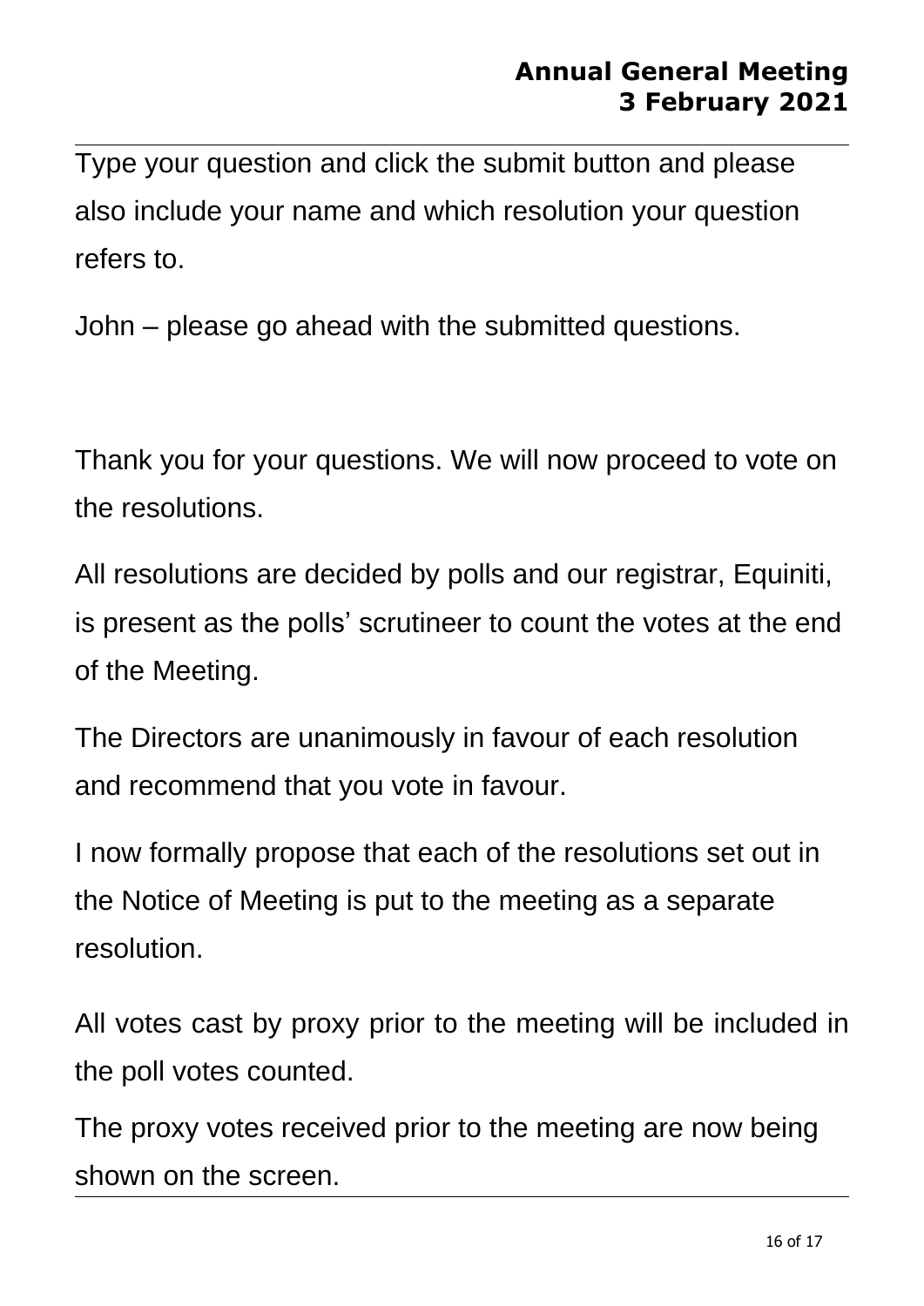Type your question and click the submit button and please also include your name and which resolution your question refers to.

John – please go ahead with the submitted questions.

Thank you for your questions. We will now proceed to vote on the resolutions.

All resolutions are decided by polls and our registrar, Equiniti, is present as the polls' scrutineer to count the votes at the end of the Meeting.

The Directors are unanimously in favour of each resolution and recommend that you vote in favour.

I now formally propose that each of the resolutions set out in the Notice of Meeting is put to the meeting as a separate resolution.

All votes cast by proxy prior to the meeting will be included in the poll votes counted.

The proxy votes received prior to the meeting are now being shown on the screen.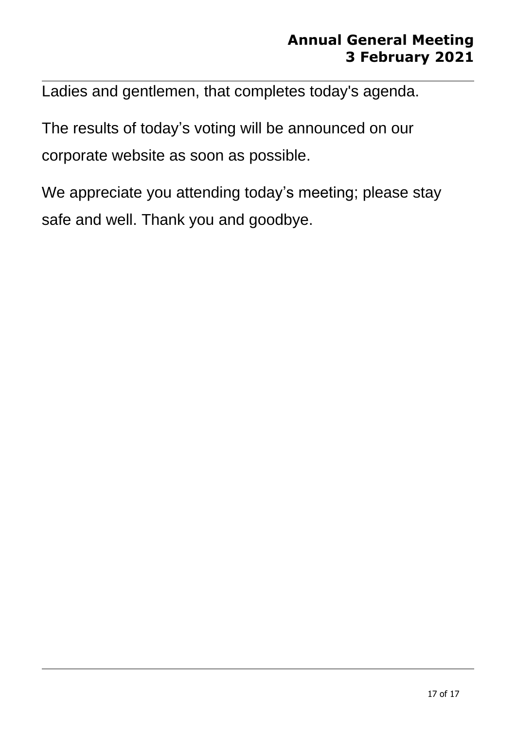Ladies and gentlemen, that completes today's agenda.

The results of today’s voting will be announced on our corporate website as soon as possible.

We appreciate you attending today’s meeting; please stay safe and well. Thank you and goodbye.